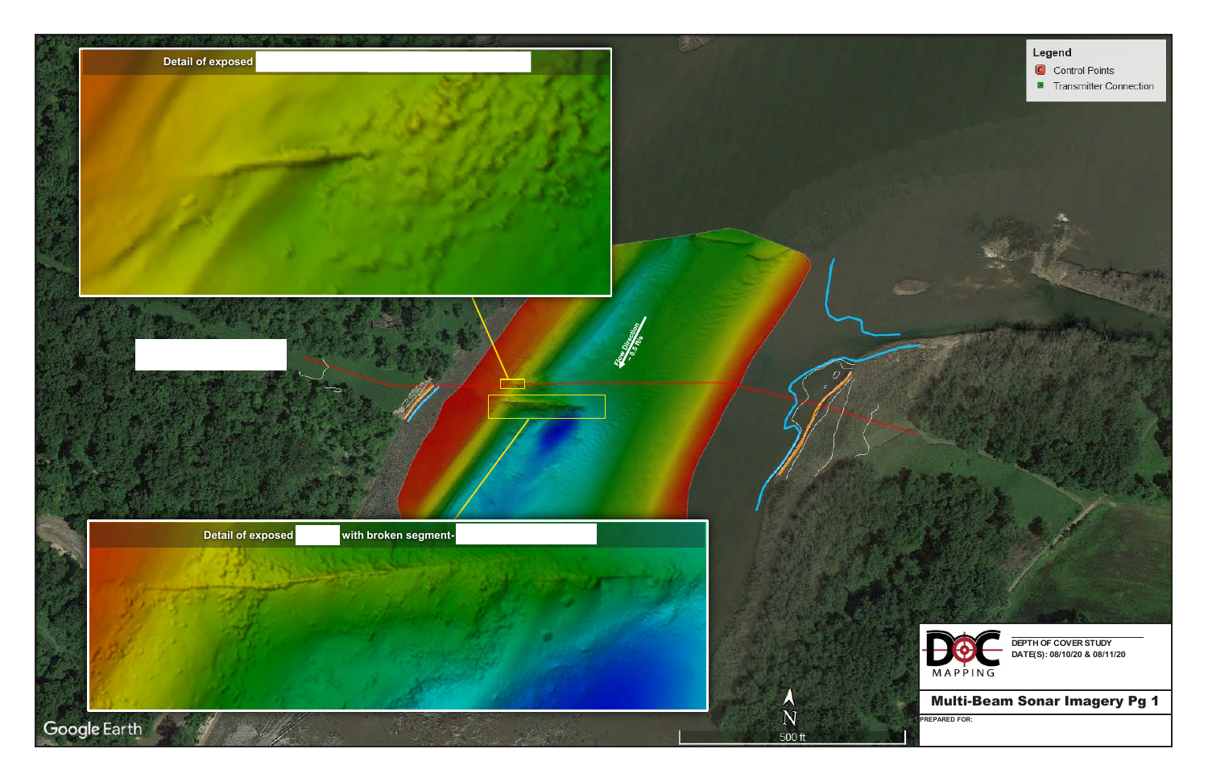Detail of exposed

Detail of exposed with broken segment-

Flow Direction ~0.5 ft/s

**Legend**

- Control Points
- Transmitter Connection

DEPTH OF COVER STUDY

DATE(S): 08/10/20 & 08/11/20

DOC MAPPING

**Multi-Beam Sonar Imagery Pg 1**

PREPARED FOR:

N

500 ft

Google Earth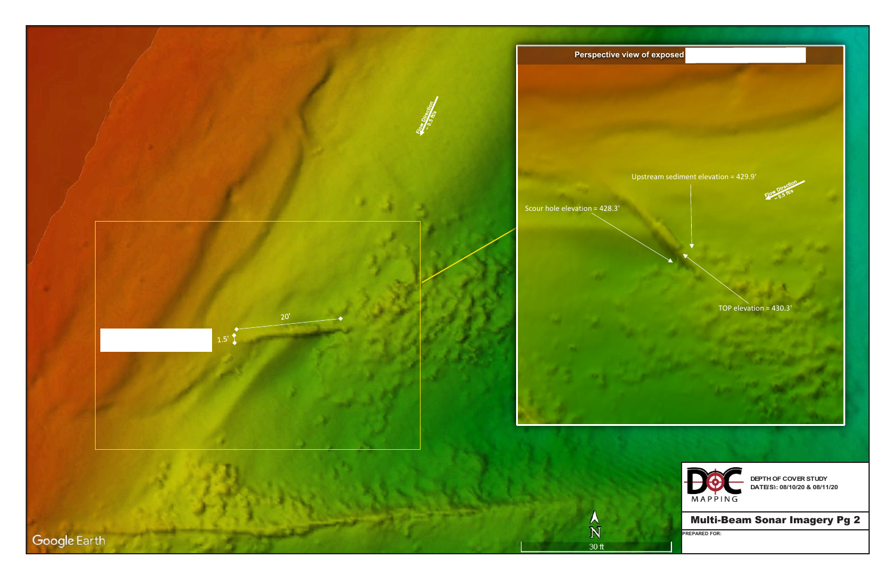Flow Direction ~ 0.5 ft/s

20'

1.5'

Perspective view of exposed

Upstream sediment elevation = 429.9'

Flow Direction ~ 0.5 ft/s

Scour hole elevation = 428.3'

TOP elevation = 430.3'

Google Earth

N

30 ft

DOC MAPPING

DEPTH OF COVER STUDY
DATE(S): 08/10/20 & 08/11/20

**Multi-Beam Sonar Imagery Pg 2**

PREPARED FOR: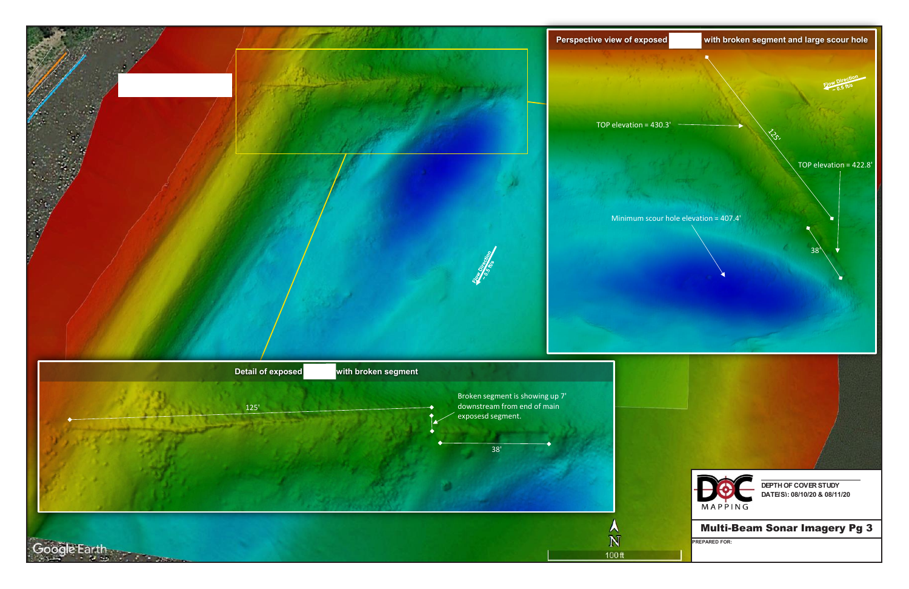Perspective view of exposed with broken segment and large scour hole

Flow Direction
~0.5 ft/s

TOP elevation = 430.3'

125'

TOP elevation = 422.8'

Minimum scour hole elevation = 407.4'

38'

Flow Direction
~0.5 ft/s

Detail of exposed with broken segment

125'

Broken segment is showing up 7' downstream from end of main exposesd segment.

38'

Google Earth

N

100 ft

DOC MAPPING

DEPTH OF COVER STUDY
DATE(S): 08/10/20 & 08/11/20

**Multi-Beam Sonar Imagery Pg 3**

PREPARED FOR: